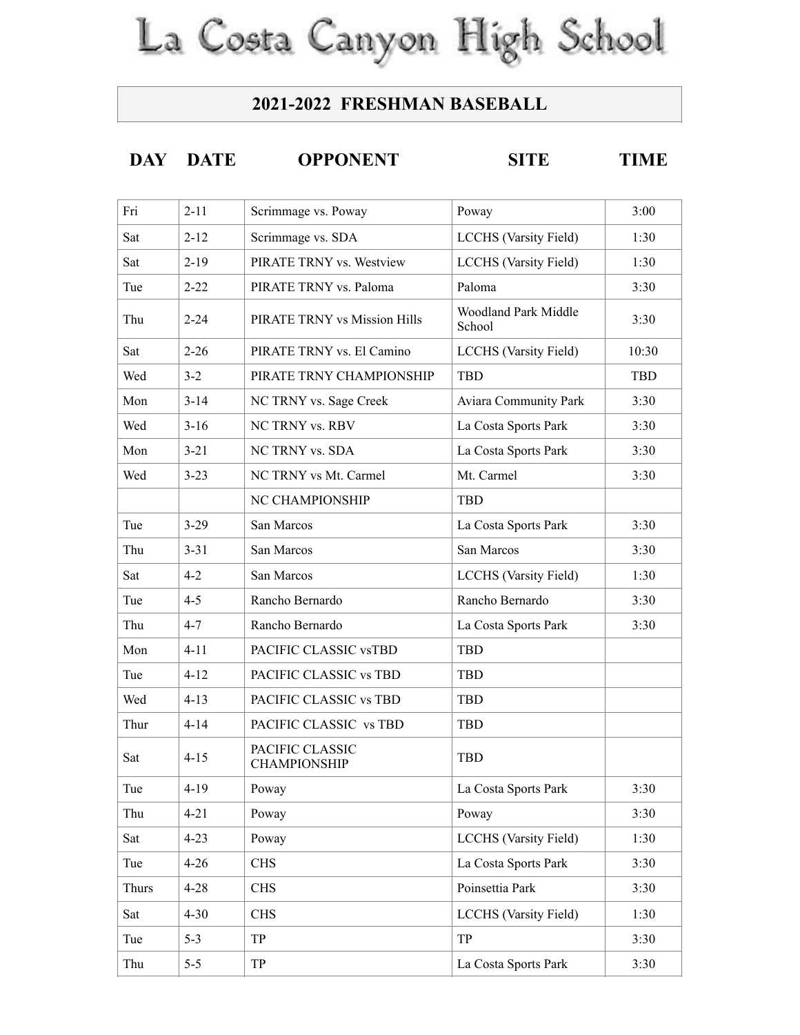# La Costa Canyon High School

## 2021-2022 FRESHMAN BASEBALL

| DAY | DATE | OPPONENT | SITE | TIME |
|---|---|---|---|---|
| Fri | 2-11 | Scrimmage vs. Poway | Poway | 3:00 |
| Sat | 2-12 | Scrimmage vs. SDA | LCCHS (Varsity Field) | 1:30 |
| Sat | 2-19 | PIRATE TRNY vs. Westview | LCCHS (Varsity Field) | 1:30 |
| Tue | 2-22 | PIRATE TRNY vs. Paloma | Paloma | 3:30 |
| Thu | 2-24 | PIRATE TRNY vs Mission Hills | Woodland Park Middle School | 3:30 |
| Sat | 2-26 | PIRATE TRNY vs. El Camino | LCCHS (Varsity Field) | 10:30 |
| Wed | 3-2 | PIRATE TRNY CHAMPIONSHIP | TBD | TBD |
| Mon | 3-14 | NC TRNY vs. Sage Creek | Aviara Community Park | 3:30 |
| Wed | 3-16 | NC TRNY vs. RBV | La Costa Sports Park | 3:30 |
| Mon | 3-21 | NC TRNY vs. SDA | La Costa Sports Park | 3:30 |
| Wed | 3-23 | NC TRNY vs Mt. Carmel | Mt. Carmel | 3:30 |
| | | NC CHAMPIONSHIP | TBD | |
| Tue | 3-29 | San Marcos | La Costa Sports Park | 3:30 |
| Thu | 3-31 | San Marcos | San Marcos | 3:30 |
| Sat | 4-2 | San Marcos | LCCHS (Varsity Field) | 1:30 |
| Tue | 4-5 | Rancho Bernardo | Rancho Bernardo | 3:30 |
| Thu | 4-7 | Rancho Bernardo | La Costa Sports Park | 3:30 |
| Mon | 4-11 | PACIFIC CLASSIC vsTBD | TBD | |
| Tue | 4-12 | PACIFIC CLASSIC vs TBD | TBD | |
| Wed | 4-13 | PACIFIC CLASSIC vs TBD | TBD | |
| Thur | 4-14 | PACIFIC CLASSIC vs TBD | TBD | |
| Sat | 4-15 | PACIFIC CLASSIC CHAMPIONSHIP | TBD | |
| Tue | 4-19 | Poway | La Costa Sports Park | 3:30 |
| Thu | 4-21 | Poway | Poway | 3:30 |
| Sat | 4-23 | Poway | LCCHS (Varsity Field) | 1:30 |
| Tue | 4-26 | CHS | La Costa Sports Park | 3:30 |
| Thurs | 4-28 | CHS | Poinsettia Park | 3:30 |
| Sat | 4-30 | CHS | LCCHS (Varsity Field) | 1:30 |
| Tue | 5-3 | TP | TP | 3:30 |
| Thu | 5-5 | TP | La Costa Sports Park | 3:30 |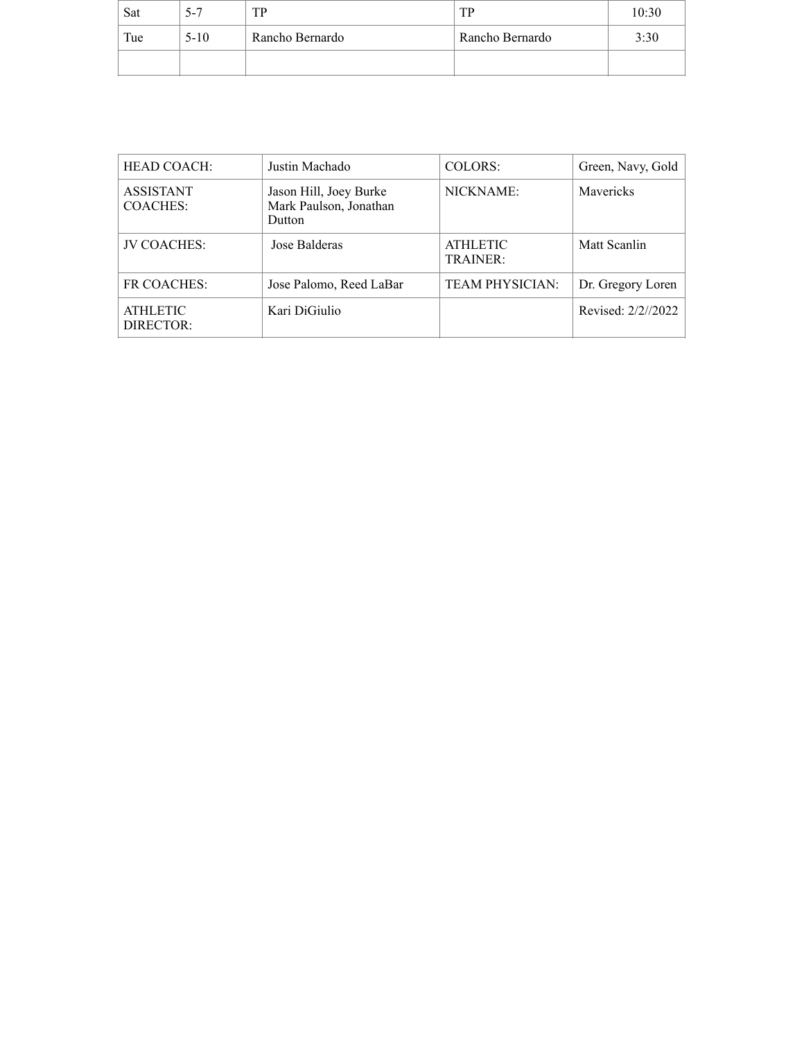| | | | | |
|---|---|---|---|---|
| Sat | 5-7 | TP | TP | 10:30 |
| Tue | 5-10 | Rancho Bernardo | Rancho Bernardo | 3:30 |
| | | | | |

| | | | |
|---|---|---|---|
| HEAD COACH: | Justin Machado | COLORS: | Green, Navy, Gold |
| ASSISTANT COACHES: | Jason Hill, Joey Burke Mark Paulson, Jonathan Dutton | NICKNAME: | Mavericks |
| JV COACHES: | Jose Balderas | ATHLETIC TRAINER: | Matt Scanlin |
| FR COACHES: | Jose Palomo, Reed LaBar | TEAM PHYSICIAN: | Dr. Gregory Loren |
| ATHLETIC DIRECTOR: | Kari DiGiulio | | Revised: 2/2//2022 |